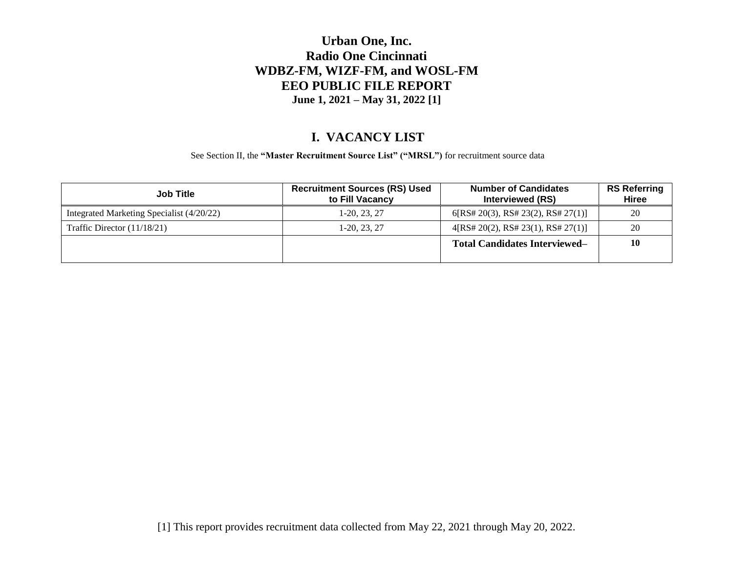# Urban One, Inc.
# Radio One Cincinnati
# WDBZ-FM, WIZF-FM, and WOSL-FM
# EEO PUBLIC FILE REPORT
**June 1, 2021 – May 31, 2022 [1]**

## I. VACANCY LIST

See Section II, the **"Master Recruitment Source List" ("MRSL")** for recruitment source data

| Job Title | Recruitment Sources (RS) Used to Fill Vacancy | Number of Candidates Interviewed (RS) | RS Referring Hiree |
|---|---|---|---|
| Integrated Marketing Specialist (4/20/22) | 1-20, 23, 27 | 6[RS# 20(3), RS# 23(2), RS# 27(1)] | 20 |
| Traffic Director (11/18/21) | 1-20, 23, 27 | 4[RS# 20(2), RS# 23(1), RS# 27(1)] | 20 |
| | | **Total Candidates Interviewed–** | **10** |

[1] This report provides recruitment data collected from May 22, 2021 through May 20, 2022.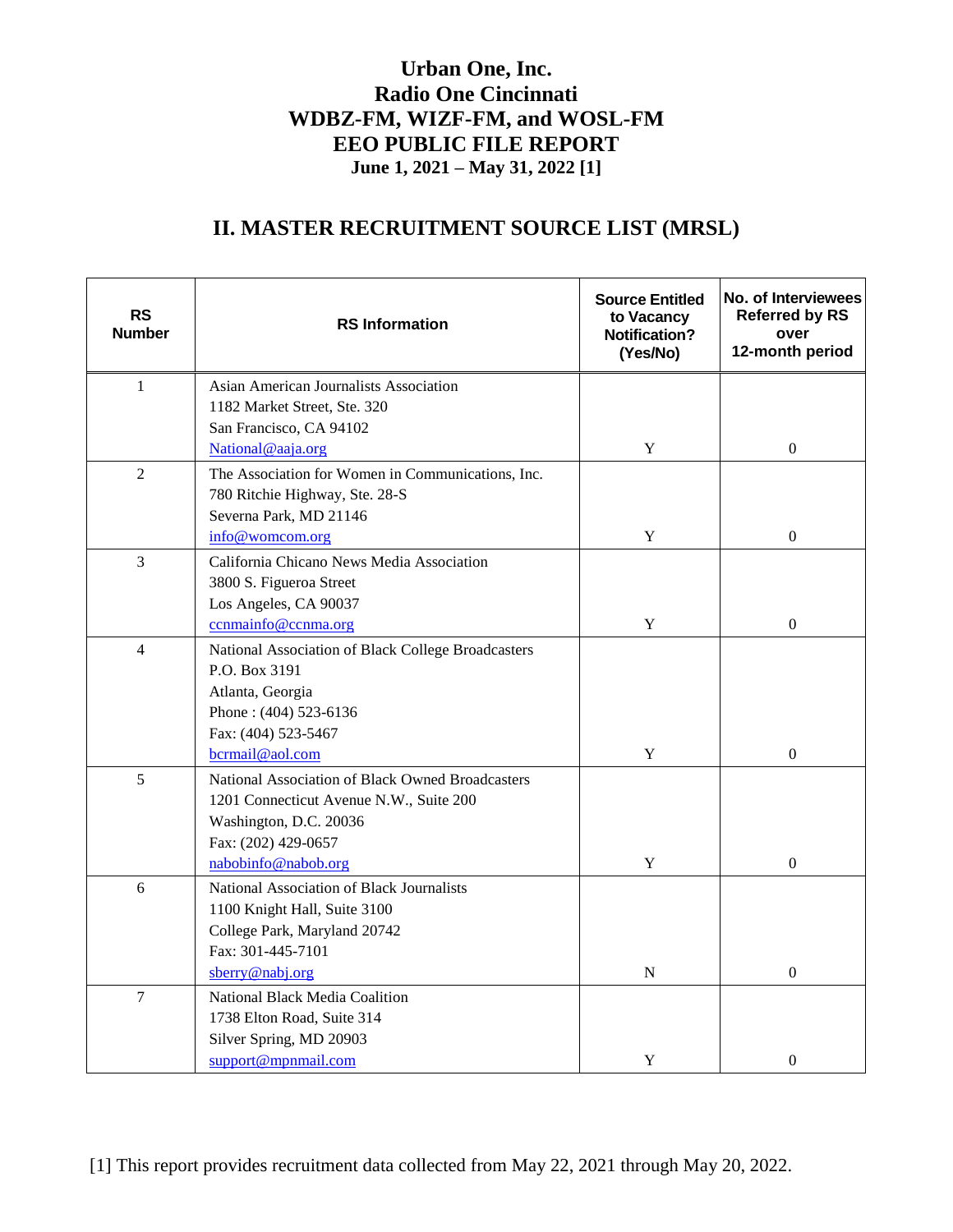# Urban One, Inc.
# Radio One Cincinnati
# WDBZ-FM, WIZF-FM, and WOSL-FM
# EEO PUBLIC FILE REPORT
**June 1, 2021 – May 31, 2022 [1]**

## II. MASTER RECRUITMENT SOURCE LIST (MRSL)

| RS Number | RS Information | Source Entitled to Vacancy Notification? (Yes/No) | No. of Interviewees Referred by RS over 12-month period |
|---|---|---|---|
| 1 | Asian American Journalists Association<br>1182 Market Street, Ste. 320<br>San Francisco, CA 94102<br>National@aaja.org | Y | 0 |
| 2 | The Association for Women in Communications, Inc.<br>780 Ritchie Highway, Ste. 28-S<br>Severna Park, MD 21146<br>info@womcom.org | Y | 0 |
| 3 | California Chicano News Media Association<br>3800 S. Figueroa Street<br>Los Angeles, CA 90037<br>ccnmainfo@ccnma.org | Y | 0 |
| 4 | National Association of Black College Broadcasters<br>P.O. Box 3191<br>Atlanta, Georgia<br>Phone : (404) 523-6136<br>Fax: (404) 523-5467<br>bcrmail@aol.com | Y | 0 |
| 5 | National Association of Black Owned Broadcasters<br>1201 Connecticut Avenue N.W., Suite 200<br>Washington, D.C. 20036<br>Fax: (202) 429-0657<br>nabobinfo@nabob.org | Y | 0 |
| 6 | National Association of Black Journalists<br>1100 Knight Hall, Suite 3100<br>College Park, Maryland 20742<br>Fax: 301-445-7101<br>sberry@nabj.org | N | 0 |
| 7 | National Black Media Coalition<br>1738 Elton Road, Suite 314<br>Silver Spring, MD 20903<br>support@mpnmail.com | Y | 0 |

[1] This report provides recruitment data collected from May 22, 2021 through May 20, 2022.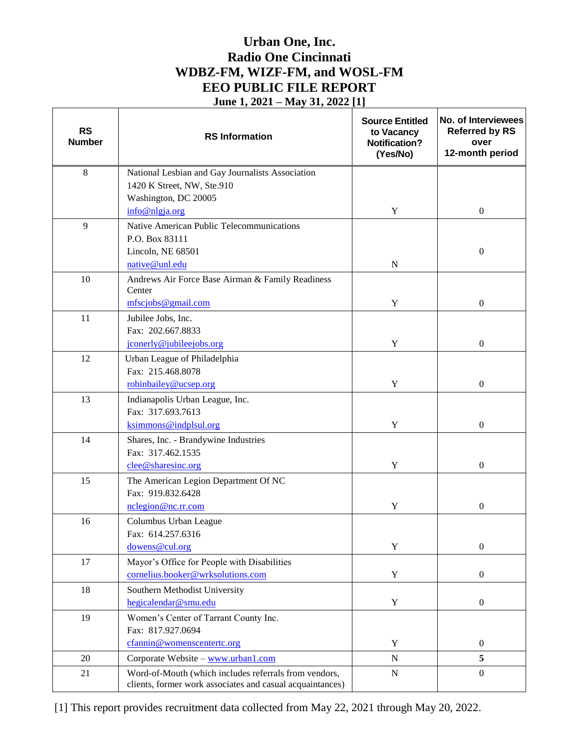# Urban One, Inc.
# Radio One Cincinnati
# WDBZ-FM, WIZF-FM, and WOSL-FM
# EEO PUBLIC FILE REPORT
## June 1, 2021 – May 31, 2022 [1]

| RS Number | RS Information | Source Entitled to Vacancy Notification? (Yes/No) | No. of Interviewees Referred by RS over 12-month period |
|---|---|---|---|
| 8 | National Lesbian and Gay Journalists Association<br>1420 K Street, NW, Ste.910<br>Washington, DC 20005<br>info@nlgja.org | Y | 0 |
| 9 | Native American Public Telecommunications<br>P.O. Box 83111<br>Lincoln, NE 68501<br>native@unl.edu | N | 0 |
| 10 | Andrews Air Force Base Airman & Family Readiness Center<br>mfscjobs@gmail.com | Y | 0 |
| 11 | Jubilee Jobs, Inc.<br>Fax: 202.667.8833<br>jconerly@jubileejobs.org | Y | 0 |
| 12 | Urban League of Philadelphia<br>Fax: 215.468.8078<br>robinbailey@ucsep.org | Y | 0 |
| 13 | Indianapolis Urban League, Inc.<br>Fax: 317.693.7613<br>ksimmons@indplsul.org | Y | 0 |
| 14 | Shares, Inc. - Brandywine Industries<br>Fax: 317.462.1535<br>clee@sharesinc.org | Y | 0 |
| 15 | The American Legion Department Of NC<br>Fax: 919.832.6428<br>nclegion@nc.rr.com | Y | 0 |
| 16 | Columbus Urban League<br>Fax: 614.257.6316<br>dowens@cul.org | Y | 0 |
| 17 | Mayor's Office for People with Disabilities<br>cornelius.booker@wrksolutions.com | Y | 0 |
| 18 | Southern Methodist University<br>hegicalendar@smu.edu | Y | 0 |
| 19 | Women's Center of Tarrant County Inc.<br>Fax: 817.927.0694<br>cfannin@womenscentertc.org | Y | 0 |
| 20 | Corporate Website – www.urban1.com | N | **5** |
| 21 | Word-of-Mouth (which includes referrals from vendors, clients, former work associates and casual acquaintances) | N | 0 |

[1] This report provides recruitment data collected from May 22, 2021 through May 20, 2022.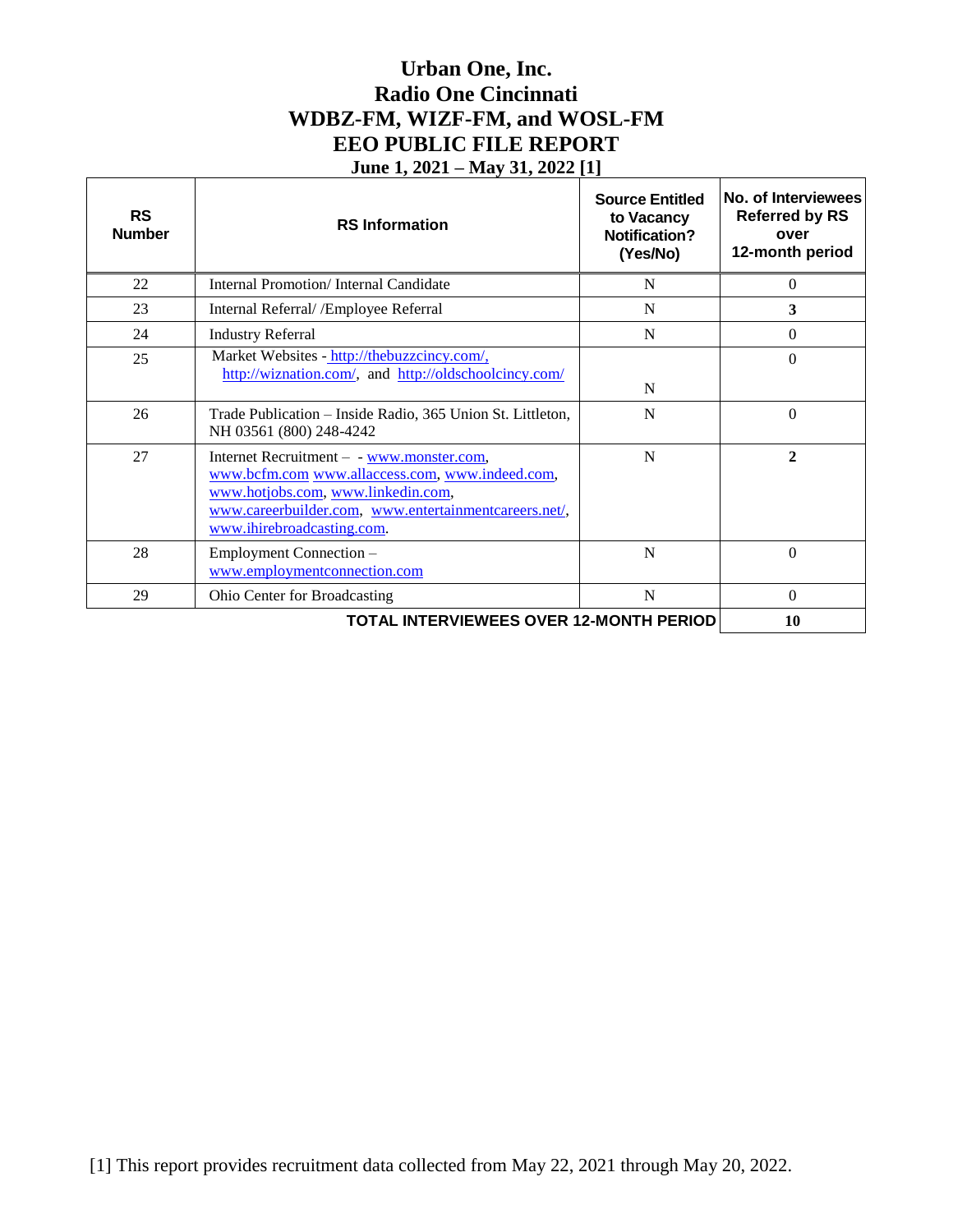# Urban One, Inc.
# Radio One Cincinnati
# WDBZ-FM, WIZF-FM, and WOSL-FM
# EEO PUBLIC FILE REPORT
## June 1, 2021 – May 31, 2022 [1]

| RS Number | RS Information | Source Entitled to Vacancy Notification? (Yes/No) | No. of Interviewees Referred by RS over 12-month period |
|---|---|---|---|
| 22 | Internal Promotion/ Internal Candidate | N | 0 |
| 23 | Internal Referral/ /Employee Referral | N | **3** |
| 24 | Industry Referral | N | 0 |
| 25 | Market Websites - http://thebuzzcincy.com/, http://wiznation.com/, and http://oldschoolcincy.com/ | N | 0 |
| 26 | Trade Publication – Inside Radio, 365 Union St. Littleton, NH 03561 (800) 248-4242 | N | 0 |
| 27 | Internet Recruitment – - www.monster.com, www.bcfm.com www.allaccess.com, www.indeed.com, www.hotjobs.com, www.linkedin.com, www.careerbuilder.com, www.entertainmentcareers.net/, www.ihirebroadcasting.com. | N | **2** |
| 28 | Employment Connection – www.employmentconnection.com | N | 0 |
| 29 | Ohio Center for Broadcasting | N | 0 |
| | **TOTAL INTERVIEWEES OVER 12-MONTH PERIOD** | | **10** |

[1] This report provides recruitment data collected from May 22, 2021 through May 20, 2022.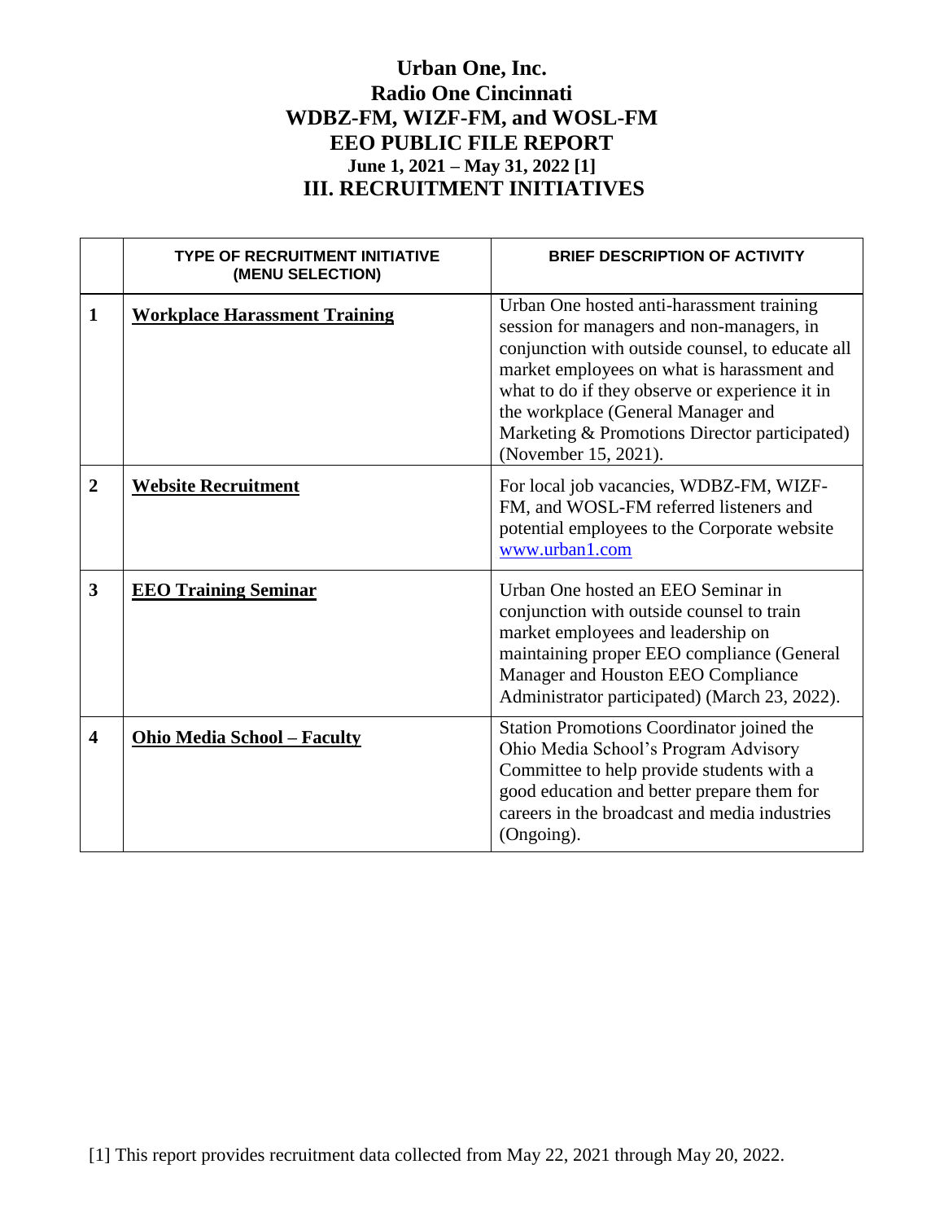# Urban One, Inc.
# Radio One Cincinnati
# WDBZ-FM, WIZF-FM, and WOSL-FM
# EEO PUBLIC FILE REPORT
### June 1, 2021 – May 31, 2022 [1]
## III. RECRUITMENT INITIATIVES

| | TYPE OF RECRUITMENT INITIATIVE (MENU SELECTION) | BRIEF DESCRIPTION OF ACTIVITY |
|---|---|---|
| **1** | **Workplace Harassment Training** | Urban One hosted anti-harassment training session for managers and non-managers, in conjunction with outside counsel, to educate all market employees on what is harassment and what to do if they observe or experience it in the workplace (General Manager and Marketing & Promotions Director participated) (November 15, 2021). |
| **2** | **Website Recruitment** | For local job vacancies, WDBZ-FM, WIZF-FM, and WOSL-FM referred listeners and potential employees to the Corporate website www.urban1.com |
| **3** | **EEO Training Seminar** | Urban One hosted an EEO Seminar in conjunction with outside counsel to train market employees and leadership on maintaining proper EEO compliance (General Manager and Houston EEO Compliance Administrator participated) (March 23, 2022). |
| **4** | **Ohio Media School – Faculty** | Station Promotions Coordinator joined the Ohio Media School's Program Advisory Committee to help provide students with a good education and better prepare them for careers in the broadcast and media industries (Ongoing). |

[1] This report provides recruitment data collected from May 22, 2021 through May 20, 2022.